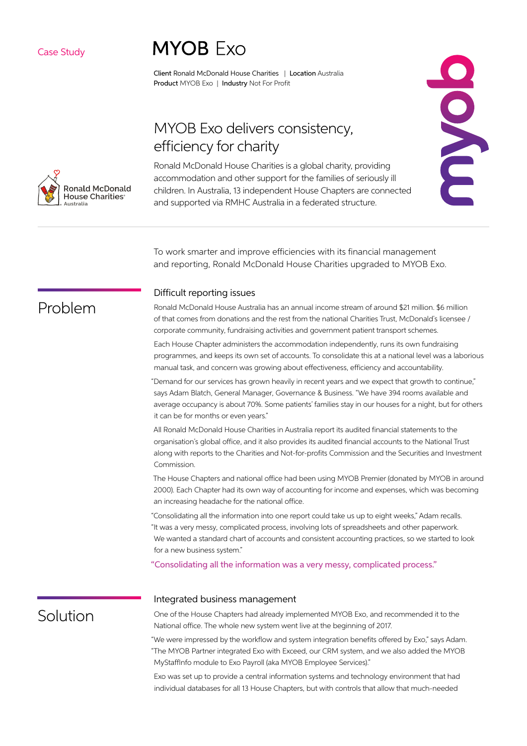Case Study

# MYOB Exo

**Client** Ronald McDonald House Charities | **Location** Australia
**Product** MYOB Exo | **Industry** Not For Profit

Ronald McDonald House Charities Australia

## MYOB Exo delivers consistency, efficiency for charity

Ronald McDonald House Charities is a global charity, providing accommodation and other support for the families of seriously ill children. In Australia, 13 independent House Chapters are connected and supported via RMHC Australia in a federated structure.

To work smarter and improve efficiencies with its financial management and reporting, Ronald McDonald House Charities upgraded to MYOB Exo.

## Problem

### Difficult reporting issues

Ronald McDonald House Australia has an annual income stream of around $21 million. $6 million of that comes from donations and the rest from the national Charities Trust, McDonald's licensee / corporate community, fundraising activities and government patient transport schemes.

Each House Chapter administers the accommodation independently, runs its own fundraising programmes, and keeps its own set of accounts. To consolidate this at a national level was a laborious manual task, and concern was growing about effectiveness, efficiency and accountability.

"Demand for our services has grown heavily in recent years and we expect that growth to continue," says Adam Blatch, General Manager, Governance & Business. "We have 394 rooms available and average occupancy is about 70%. Some patients' families stay in our houses for a night, but for others it can be for months or even years."

All Ronald McDonald House Charities in Australia report its audited financial statements to the organisation's global office, and it also provides its audited financial accounts to the National Trust along with reports to the Charities and Not-for-profits Commission and the Securities and Investment Commission.

The House Chapters and national office had been using MYOB Premier (donated by MYOB in around 2000). Each Chapter had its own way of accounting for income and expenses, which was becoming an increasing headache for the national office.

"Consolidating all the information into one report could take us up to eight weeks," Adam recalls. "It was a very messy, complicated process, involving lots of spreadsheets and other paperwork. We wanted a standard chart of accounts and consistent accounting practices, so we started to look for a new business system."

> "Consolidating all the information was a very messy, complicated process."

## Solution

### Integrated business management

One of the House Chapters had already implemented MYOB Exo, and recommended it to the National office. The whole new system went live at the beginning of 2017.

"We were impressed by the workflow and system integration benefits offered by Exo," says Adam. "The MYOB Partner integrated Exo with Exceed, our CRM system, and we also added the MYOB MyStaffInfo module to Exo Payroll (aka MYOB Employee Services)."

Exo was set up to provide a central information systems and technology environment that had individual databases for all 13 House Chapters, but with controls that allow that much-needed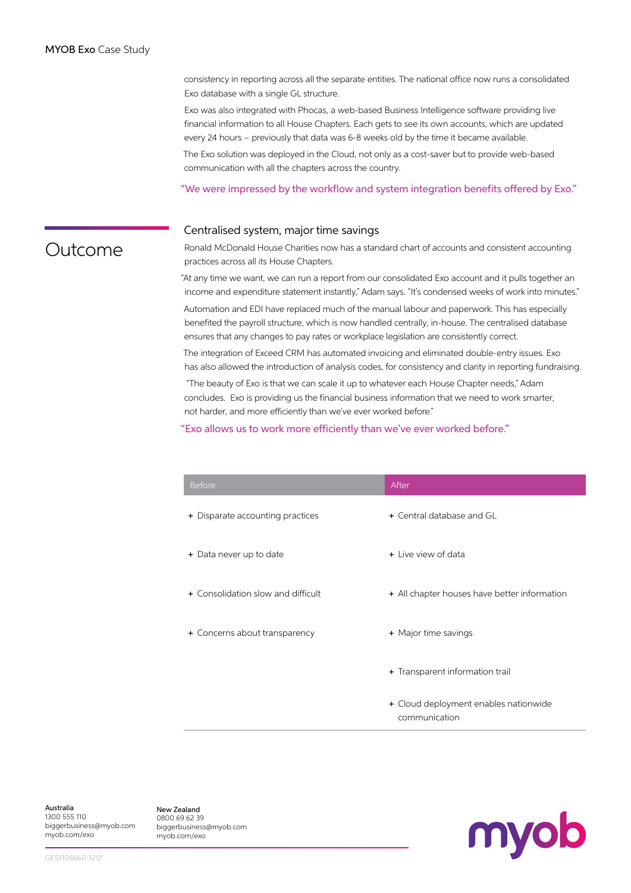consistency in reporting across all the separate entities. The national office now runs a consolidated Exo database with a single GL structure.

Exo was also integrated with Phocas, a web-based Business Intelligence software providing live financial information to all House Chapters. Each gets to see its own accounts, which are updated every 24 hours – previously that data was 6-8 weeks old by the time it became available.

The Exo solution was deployed in the Cloud, not only as a cost-saver but to provide web-based communication with all the chapters across the country.

"We were impressed by the workflow and system integration benefits offered by Exo."

# Outcome

## Centralised system, major time savings

Ronald McDonald House Charities now has a standard chart of accounts and consistent accounting practices across all its House Chapters.

"At any time we want, we can run a report from our consolidated Exo account and it pulls together an income and expenditure statement instantly," Adam says. "It's condensed weeks of work into minutes."

Automation and EDI have replaced much of the manual labour and paperwork. This has especially benefited the payroll structure, which is now handled centrally, in-house. The centralised database ensures that any changes to pay rates or workplace legislation are consistently correct.

The integration of Exceed CRM has automated invoicing and eliminated double-entry issues. Exo has also allowed the introduction of analysis codes, for consistency and clarity in reporting fundraising.

"The beauty of Exo is that we can scale it up to whatever each House Chapter needs," Adam concludes. Exo is providing us the financial business information that we need to work smarter, not harder, and more efficiently than we've ever worked before."

"Exo allows us to work more efficiently than we've ever worked before."

| Before | After |
|---|---|
| + Disparate accounting practices | + Central database and GL |
| + Data never up to date | + Live view of data |
| + Consolidation slow and difficult | + All chapter houses have better information |
| + Concerns about transparency | + Major time savings |
| | + Transparent information trail |
| | + Cloud deployment enables nationwide communication |

**Australia**
1300 555 110
biggerbusiness@myob.com
myob.com/exo

**New Zealand**
0800 69 62 39
biggerbusiness@myob.com
myob.com/exo

myob

GES1106660-1217